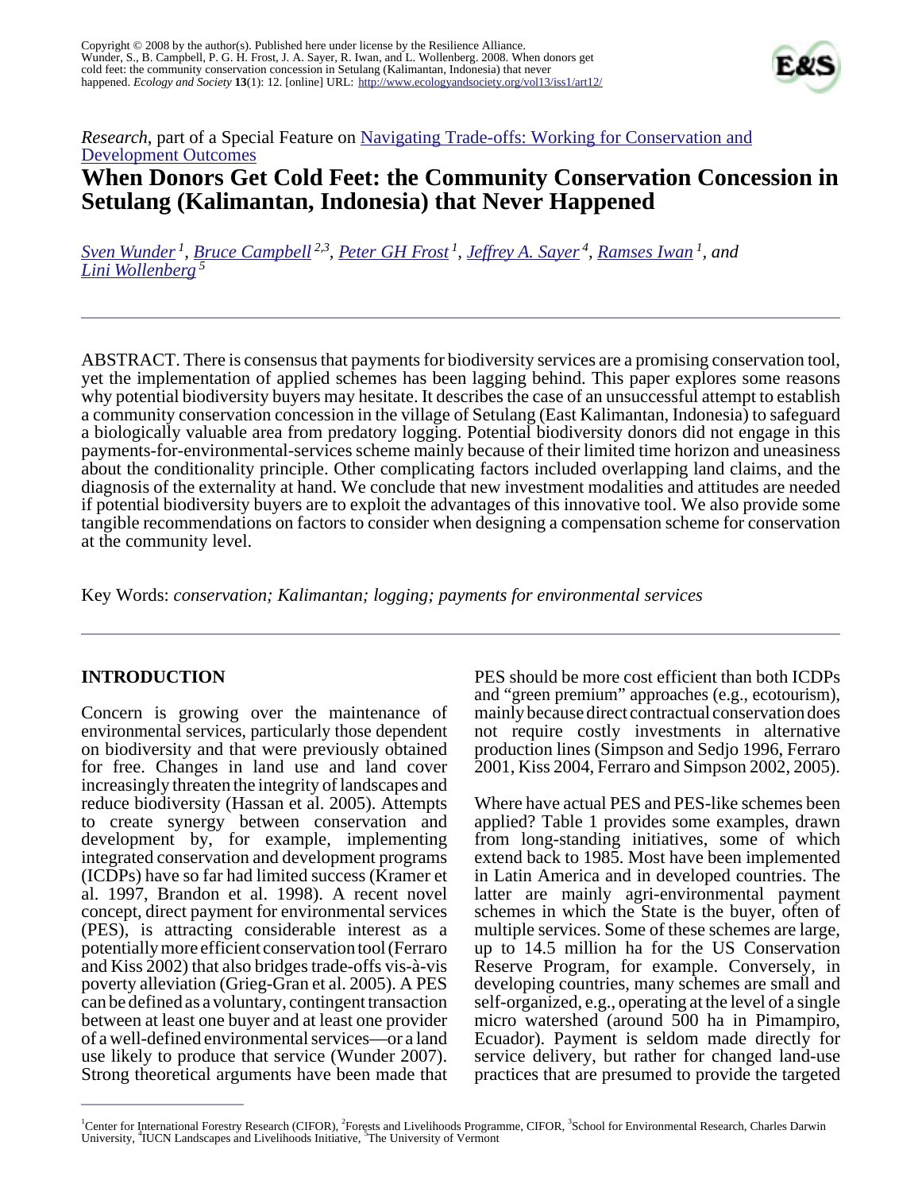Copyright © 2008 by the author(s). Published here under license by the Resilience Alliance.
Wunder, S., B. Campbell, P. G. H. Frost, J. A. Sayer, R. Iwan, and L. Wollenberg. 2008. When donors get cold feet: the community conservation concession in Setulang (Kalimantan, Indonesia) that never happened. *Ecology and Society* **13**(1): 12. [online] URL: http://www.ecologyandsociety.org/vol13/iss1/art12/

*Research*, part of a Special Feature on Navigating Trade-offs: Working for Conservation and Development Outcomes

# When Donors Get Cold Feet: the Community Conservation Concession in Setulang (Kalimantan, Indonesia) that Never Happened

*Sven Wunder* [1], *Bruce Campbell* [2,3], *Peter GH Frost* [1], *Jeffrey A. Sayer* [4], *Ramses Iwan* [1], *and Lini Wollenberg* [5]

ABSTRACT. There is consensus that payments for biodiversity services are a promising conservation tool, yet the implementation of applied schemes has been lagging behind. This paper explores some reasons why potential biodiversity buyers may hesitate. It describes the case of an unsuccessful attempt to establish a community conservation concession in the village of Setulang (East Kalimantan, Indonesia) to safeguard a biologically valuable area from predatory logging. Potential biodiversity donors did not engage in this payments-for-environmental-services scheme mainly because of their limited time horizon and uneasiness about the conditionality principle. Other complicating factors included overlapping land claims, and the diagnosis of the externality at hand. We conclude that new investment modalities and attitudes are needed if potential biodiversity buyers are to exploit the advantages of this innovative tool. We also provide some tangible recommendations on factors to consider when designing a compensation scheme for conservation at the community level.

Key Words: *conservation; Kalimantan; logging; payments for environmental services*

## INTRODUCTION

Concern is growing over the maintenance of environmental services, particularly those dependent on biodiversity and that were previously obtained for free. Changes in land use and land cover increasingly threaten the integrity of landscapes and reduce biodiversity (Hassan et al. 2005). Attempts to create synergy between conservation and development by, for example, implementing integrated conservation and development programs (ICDPs) have so far had limited success (Kramer et al. 1997, Brandon et al. 1998). A recent novel concept, direct payment for environmental services (PES), is attracting considerable interest as a potentially more efficient conservation tool (Ferraro and Kiss 2002) that also bridges trade-offs vis-à-vis poverty alleviation (Grieg-Gran et al. 2005). A PES can be defined as a voluntary, contingent transaction between at least one buyer and at least one provider of a well-defined environmental services—or a land use likely to produce that service (Wunder 2007). Strong theoretical arguments have been made that PES should be more cost efficient than both ICDPs and "green premium" approaches (e.g., ecotourism), mainly because direct contractual conservation does not require costly investments in alternative production lines (Simpson and Sedjo 1996, Ferraro 2001, Kiss 2004, Ferraro and Simpson 2002, 2005).

Where have actual PES and PES-like schemes been applied? Table 1 provides some examples, drawn from long-standing initiatives, some of which extend back to 1985. Most have been implemented in Latin America and in developed countries. The latter are mainly agri-environmental payment schemes in which the State is the buyer, often of multiple services. Some of these schemes are large, up to 14.5 million ha for the US Conservation Reserve Program, for example. Conversely, in developing countries, many schemes are small and self-organized, e.g., operating at the level of a single micro watershed (around 500 ha in Pimampiro, Ecuador). Payment is seldom made directly for service delivery, but rather for changed land-use practices that are presumed to provide the targeted

[1] Center for International Forestry Research (CIFOR), [2] Forests and Livelihoods Programme, CIFOR, [3] School for Environmental Research, Charles Darwin University, [4] IUCN Landscapes and Livelihoods Initiative, [5] The University of Vermont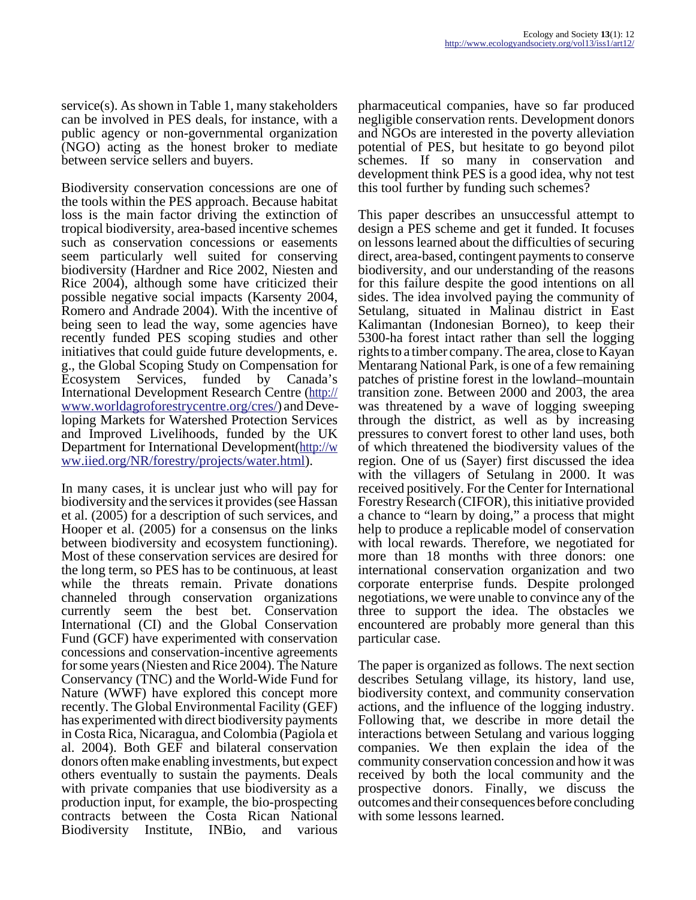service(s). As shown in Table 1, many stakeholders can be involved in PES deals, for instance, with a public agency or non-governmental organization (NGO) acting as the honest broker to mediate between service sellers and buyers.

Biodiversity conservation concessions are one of the tools within the PES approach. Because habitat loss is the main factor driving the extinction of tropical biodiversity, area-based incentive schemes such as conservation concessions or easements seem particularly well suited for conserving biodiversity (Hardner and Rice 2002, Niesten and Rice 2004), although some have criticized their possible negative social impacts (Karsenty 2004, Romero and Andrade 2004). With the incentive of being seen to lead the way, some agencies have recently funded PES scoping studies and other initiatives that could guide future developments, e. g., the Global Scoping Study on Compensation for Ecosystem Services, funded by Canada's International Development Research Centre (http://www.worldagroforestrycentre.org/cres/) and Developing Markets for Watershed Protection Services and Improved Livelihoods, funded by the UK Department for International Development(http://www.iied.org/NR/forestry/projects/water.html).

In many cases, it is unclear just who will pay for biodiversity and the services it provides (see Hassan et al. (2005) for a description of such services, and Hooper et al. (2005) for a consensus on the links between biodiversity and ecosystem functioning). Most of these conservation services are desired for the long term, so PES has to be continuous, at least while the threats remain. Private donations channeled through conservation organizations currently seem the best bet. Conservation International (CI) and the Global Conservation Fund (GCF) have experimented with conservation concessions and conservation-incentive agreements for some years (Niesten and Rice 2004). The Nature Conservancy (TNC) and the World-Wide Fund for Nature (WWF) have explored this concept more recently. The Global Environmental Facility (GEF) has experimented with direct biodiversity payments in Costa Rica, Nicaragua, and Colombia (Pagiola et al. 2004). Both GEF and bilateral conservation donors often make enabling investments, but expect others eventually to sustain the payments. Deals with private companies that use biodiversity as a production input, for example, the bio-prospecting contracts between the Costa Rican National Biodiversity Institute, INBio, and various pharmaceutical companies, have so far produced negligible conservation rents. Development donors and NGOs are interested in the poverty alleviation potential of PES, but hesitate to go beyond pilot schemes. If so many in conservation and development think PES is a good idea, why not test this tool further by funding such schemes?

This paper describes an unsuccessful attempt to design a PES scheme and get it funded. It focuses on lessons learned about the difficulties of securing direct, area-based, contingent payments to conserve biodiversity, and our understanding of the reasons for this failure despite the good intentions on all sides. The idea involved paying the community of Setulang, situated in Malinau district in East Kalimantan (Indonesian Borneo), to keep their 5300-ha forest intact rather than sell the logging rights to a timber company. The area, close to Kayan Mentarang National Park, is one of a few remaining patches of pristine forest in the lowland–mountain transition zone. Between 2000 and 2003, the area was threatened by a wave of logging sweeping through the district, as well as by increasing pressures to convert forest to other land uses, both of which threatened the biodiversity values of the region. One of us (Sayer) first discussed the idea with the villagers of Setulang in 2000. It was received positively. For the Center for International Forestry Research (CIFOR), this initiative provided a chance to "learn by doing," a process that might help to produce a replicable model of conservation with local rewards. Therefore, we negotiated for more than 18 months with three donors: one international conservation organization and two corporate enterprise funds. Despite prolonged negotiations, we were unable to convince any of the three to support the idea. The obstacles we encountered are probably more general than this particular case.

The paper is organized as follows. The next section describes Setulang village, its history, land use, biodiversity context, and community conservation actions, and the influence of the logging industry. Following that, we describe in more detail the interactions between Setulang and various logging companies. We then explain the idea of the community conservation concession and how it was received by both the local community and the prospective donors. Finally, we discuss the outcomes and their consequences before concluding with some lessons learned.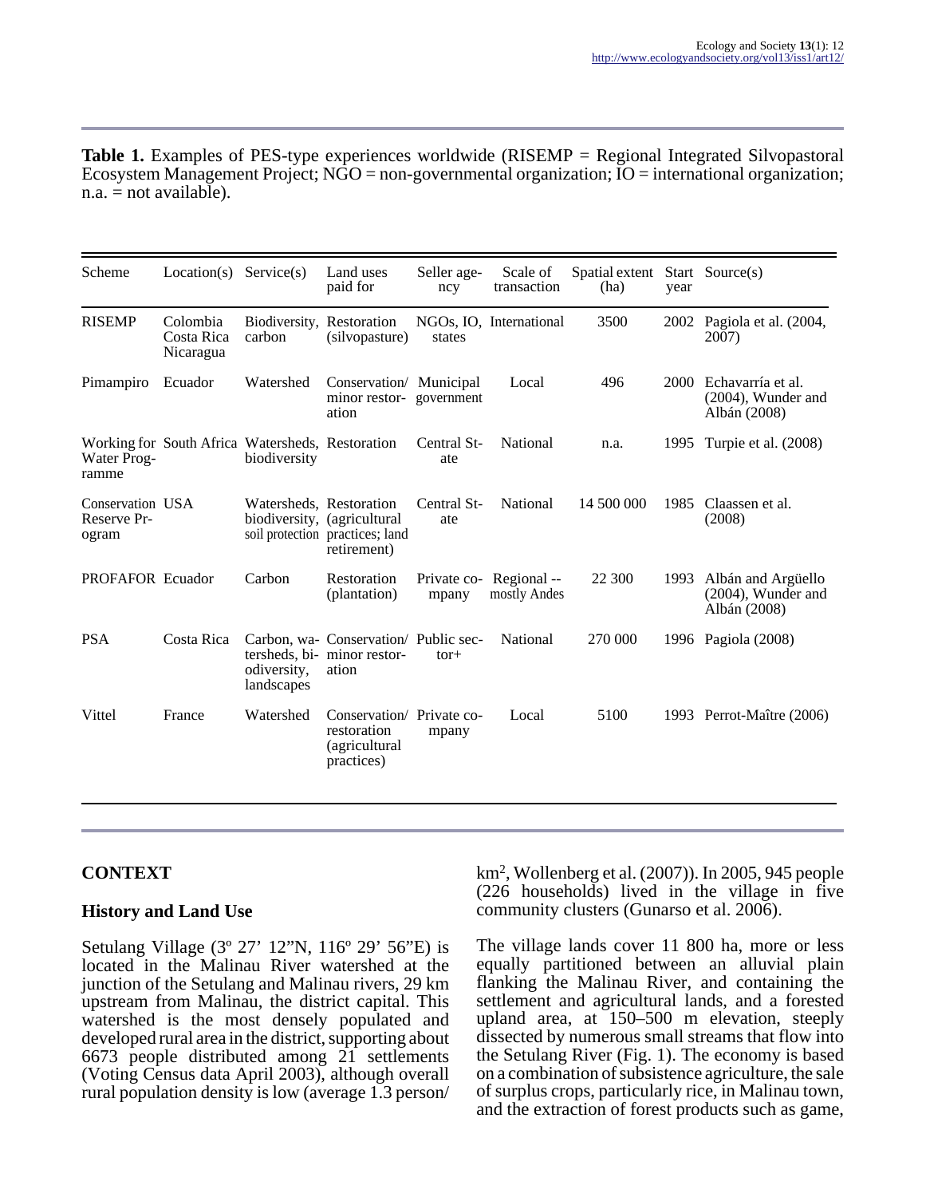**Table 1.** Examples of PES-type experiences worldwide (RISEMP = Regional Integrated Silvopastoral Ecosystem Management Project; NGO = non-governmental organization; IO = international organization; n.a. = not available).

| Scheme | Location(s) | Service(s) | Land uses paid for | Seller agency | Scale of transaction | Spatial extent (ha) | Start year | Source(s) |
|---|---|---|---|---|---|---|---|---|
| RISEMP | Colombia Costa Rica Nicaragua | Biodiversity, carbon | Restoration (silvopasture) | NGOs, IO, states | International | 3500 | 2002 | Pagiola et al. (2004, 2007) |
| Pimampiro | Ecuador | Watershed | Conservation/ minor restoration | Municipal government | Local | 496 | 2000 | Echavarría et al. (2004), Wunder and Albán (2008) |
| Working for Water Programme | South Africa | Watersheds, biodiversity | Restoration | Central State | National | n.a. | 1995 | Turpie et al. (2008) |
| Conservation Reserve Program | USA | Watersheds, biodiversity, soil protection | Restoration (agricultural practices; land retirement) | Central State | National | 14 500 000 | 1985 | Claassen et al. (2008) |
| PROFAFOR | Ecuador | Carbon | Restoration (plantation) | Private company | Regional -- mostly Andes | 22 300 | 1993 | Albán and Argüello (2004), Wunder and Albán (2008) |
| PSA | Costa Rica | Carbon, watersheds, biodiversity, landscapes | Conservation/ minor restoration | Public sector+ | National | 270 000 | 1996 | Pagiola (2008) |
| Vittel | France | Watershed | Conservation/ restoration (agricultural practices) | Private company | Local | 5100 | 1993 | Perrot-Maître (2006) |

## CONTEXT

### History and Land Use

Setulang Village (3º 27’ 12”N, 116º 29’ 56”E) is located in the Malinau River watershed at the junction of the Setulang and Malinau rivers, 29 km upstream from Malinau, the district capital. This watershed is the most densely populated and developed rural area in the district, supporting about 6673 people distributed among 21 settlements (Voting Census data April 2003), although overall rural population density is low (average 1.3 person/km$^2$, Wollenberg et al. (2007)). In 2005, 945 people (226 households) lived in the village in five community clusters (Gunarso et al. 2006).

The village lands cover 11 800 ha, more or less equally partitioned between an alluvial plain flanking the Malinau River, and containing the settlement and agricultural lands, and a forested upland area, at 150–500 m elevation, steeply dissected by numerous small streams that flow into the Setulang River (Fig. 1). The economy is based on a combination of subsistence agriculture, the sale of surplus crops, particularly rice, in Malinau town, and the extraction of forest products such as game,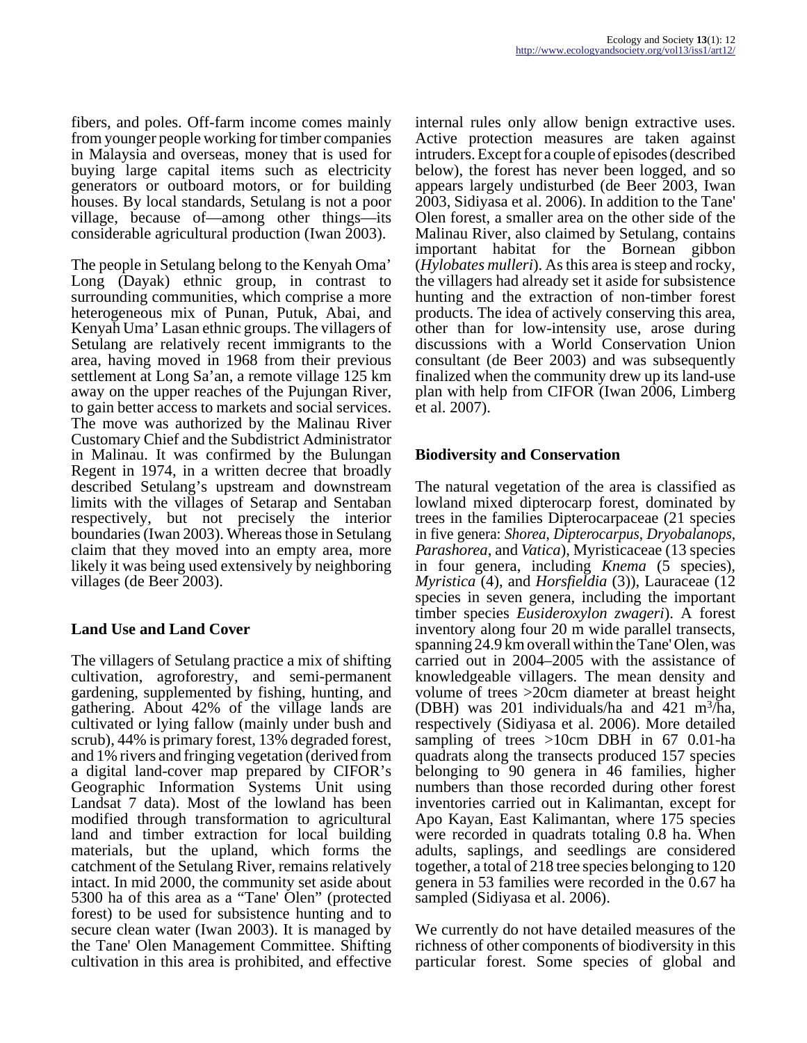fibers, and poles. Off-farm income comes mainly from younger people working for timber companies in Malaysia and overseas, money that is used for buying large capital items such as electricity generators or outboard motors, or for building houses. By local standards, Setulang is not a poor village, because of—among other things—its considerable agricultural production (Iwan 2003).

The people in Setulang belong to the Kenyah Oma' Long (Dayak) ethnic group, in contrast to surrounding communities, which comprise a more heterogeneous mix of Punan, Putuk, Abai, and Kenyah Uma' Lasan ethnic groups. The villagers of Setulang are relatively recent immigrants to the area, having moved in 1968 from their previous settlement at Long Sa'an, a remote village 125 km away on the upper reaches of the Pujungan River, to gain better access to markets and social services. The move was authorized by the Malinau River Customary Chief and the Subdistrict Administrator in Malinau. It was confirmed by the Bulungan Regent in 1974, in a written decree that broadly described Setulang's upstream and downstream limits with the villages of Setarap and Sentaban respectively, but not precisely the interior boundaries (Iwan 2003). Whereas those in Setulang claim that they moved into an empty area, more likely it was being used extensively by neighboring villages (de Beer 2003).

## Land Use and Land Cover

The villagers of Setulang practice a mix of shifting cultivation, agroforestry, and semi-permanent gardening, supplemented by fishing, hunting, and gathering. About 42% of the village lands are cultivated or lying fallow (mainly under bush and scrub), 44% is primary forest, 13% degraded forest, and 1% rivers and fringing vegetation (derived from a digital land-cover map prepared by CIFOR's Geographic Information Systems Unit using Landsat 7 data). Most of the lowland has been modified through transformation to agricultural land and timber extraction for local building materials, but the upland, which forms the catchment of the Setulang River, remains relatively intact. In mid 2000, the community set aside about 5300 ha of this area as a "Tane' Olen" (protected forest) to be used for subsistence hunting and to secure clean water (Iwan 2003). It is managed by the Tane' Olen Management Committee. Shifting cultivation in this area is prohibited, and effective internal rules only allow benign extractive uses. Active protection measures are taken against intruders. Except for a couple of episodes (described below), the forest has never been logged, and so appears largely undisturbed (de Beer 2003, Iwan 2003, Sidiyasa et al. 2006). In addition to the Tane' Olen forest, a smaller area on the other side of the Malinau River, also claimed by Setulang, contains important habitat for the Bornean gibbon (*Hylobates mulleri*). As this area is steep and rocky, the villagers had already set it aside for subsistence hunting and the extraction of non-timber forest products. The idea of actively conserving this area, other than for low-intensity use, arose during discussions with a World Conservation Union consultant (de Beer 2003) and was subsequently finalized when the community drew up its land-use plan with help from CIFOR (Iwan 2006, Limberg et al. 2007).

## Biodiversity and Conservation

The natural vegetation of the area is classified as lowland mixed dipterocarp forest, dominated by trees in the families Dipterocarpaceae (21 species in five genera: *Shorea*, *Dipterocarpus*, *Dryobalanops*, *Parashorea*, and *Vatica*), Myristicaceae (13 species in four genera, including *Knema* (5 species), *Myristica* (4), and *Horsfieldia* (3)), Lauraceae (12 species in seven genera, including the important timber species *Eusideroxylon zwageri*). A forest inventory along four 20 m wide parallel transects, spanning 24.9 km overall within the Tane' Olen, was carried out in 2004–2005 with the assistance of knowledgeable villagers. The mean density and volume of trees >20cm diameter at breast height (DBH) was 201 individuals/ha and 421 $m^3$/ha, respectively (Sidiyasa et al. 2006). More detailed sampling of trees >10cm DBH in 67 0.01-ha quadrats along the transects produced 157 species belonging to 90 genera in 46 families, higher numbers than those recorded during other forest inventories carried out in Kalimantan, except for Apo Kayan, East Kalimantan, where 175 species were recorded in quadrats totaling 0.8 ha. When adults, saplings, and seedlings are considered together, a total of 218 tree species belonging to 120 genera in 53 families were recorded in the 0.67 ha sampled (Sidiyasa et al. 2006).

We currently do not have detailed measures of the richness of other components of biodiversity in this particular forest. Some species of global and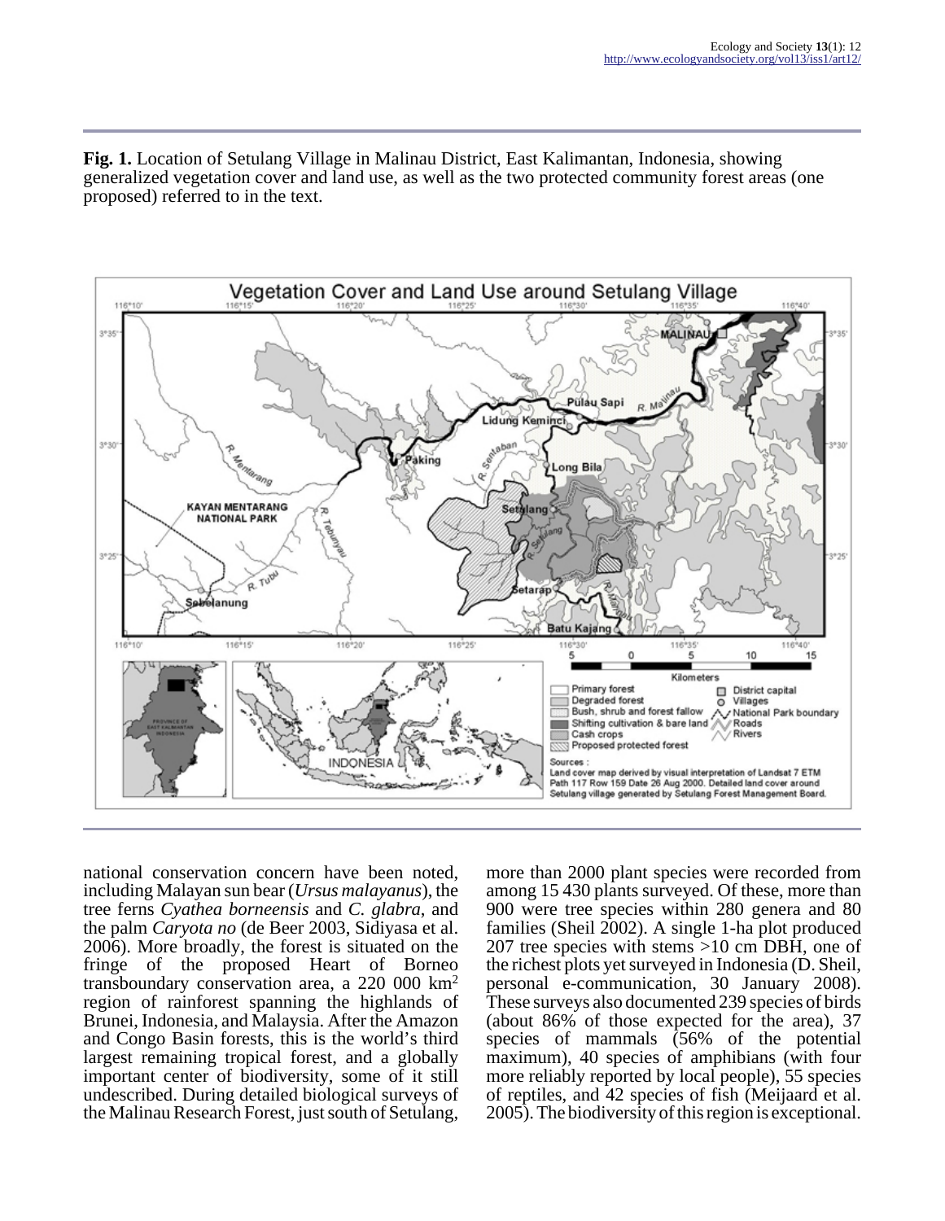**Fig. 1.** Location of Setulang Village in Malinau District, East Kalimantan, Indonesia, showing generalized vegetation cover and land use, as well as the two protected community forest areas (one proposed) referred to in the text.

national conservation concern have been noted, including Malayan sun bear (*Ursus malayanus*), the tree ferns *Cyathea borneensis* and *C. glabra*, and the palm *Caryota no* (de Beer 2003, Sidiyasa et al. 2006). More broadly, the forest is situated on the fringe of the proposed Heart of Borneo transboundary conservation area, a 220 000 km$^2$ region of rainforest spanning the highlands of Brunei, Indonesia, and Malaysia. After the Amazon and Congo Basin forests, this is the world's third largest remaining tropical forest, and a globally important center of biodiversity, some of it still undescribed. During detailed biological surveys of the Malinau Research Forest, just south of Setulang, more than 2000 plant species were recorded from among 15 430 plants surveyed. Of these, more than 900 were tree species within 280 genera and 80 families (Sheil 2002). A single 1-ha plot produced 207 tree species with stems >10 cm DBH, one of the richest plots yet surveyed in Indonesia (D. Sheil, personal e-communication, 30 January 2008). These surveys also documented 239 species of birds (about 86% of those expected for the area), 37 species of mammals (56% of the potential maximum), 40 species of amphibians (with four more reliably reported by local people), 55 species of reptiles, and 42 species of fish (Meijaard et al. 2005). The biodiversity of this region is exceptional.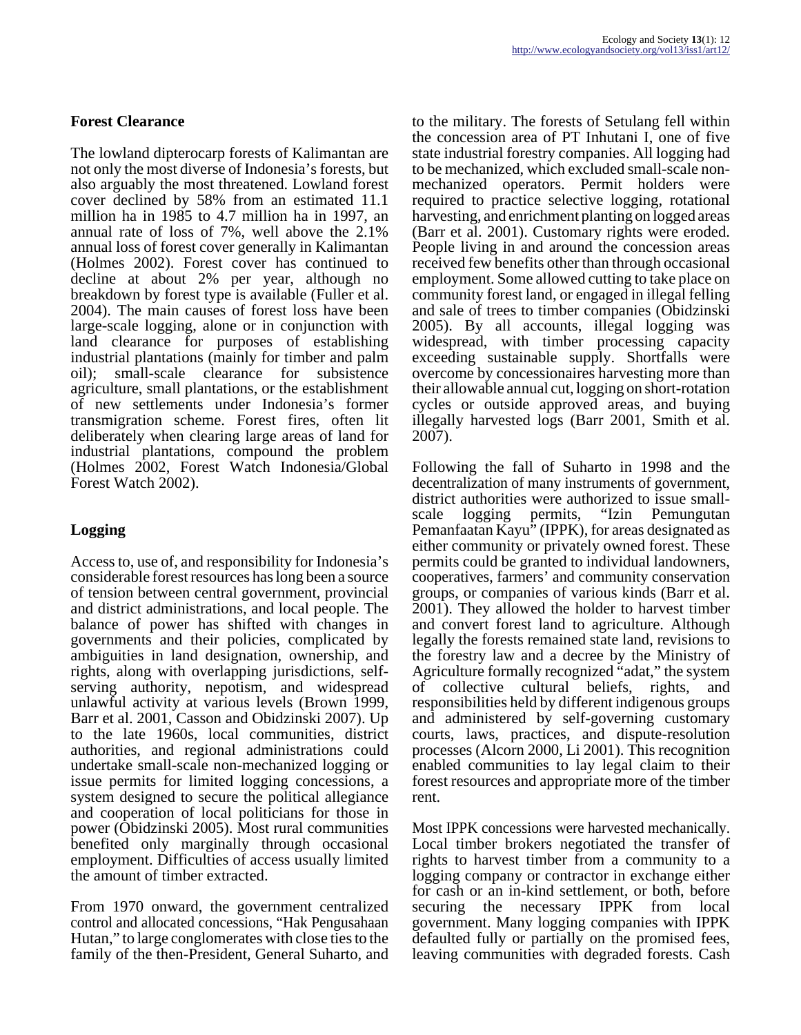## Forest Clearance

The lowland dipterocarp forests of Kalimantan are not only the most diverse of Indonesia's forests, but also arguably the most threatened. Lowland forest cover declined by 58% from an estimated 11.1 million ha in 1985 to 4.7 million ha in 1997, an annual rate of loss of 7%, well above the 2.1% annual loss of forest cover generally in Kalimantan (Holmes 2002). Forest cover has continued to decline at about 2% per year, although no breakdown by forest type is available (Fuller et al. 2004). The main causes of forest loss have been large-scale logging, alone or in conjunction with land clearance for purposes of establishing industrial plantations (mainly for timber and palm oil); small-scale clearance for subsistence agriculture, small plantations, or the establishment of new settlements under Indonesia's former transmigration scheme. Forest fires, often lit deliberately when clearing large areas of land for industrial plantations, compound the problem (Holmes 2002, Forest Watch Indonesia/Global Forest Watch 2002).

## Logging

Access to, use of, and responsibility for Indonesia's considerable forest resources has long been a source of tension between central government, provincial and district administrations, and local people. The balance of power has shifted with changes in governments and their policies, complicated by ambiguities in land designation, ownership, and rights, along with overlapping jurisdictions, self-serving authority, nepotism, and widespread unlawful activity at various levels (Brown 1999, Barr et al. 2001, Casson and Obidzinski 2007). Up to the late 1960s, local communities, district authorities, and regional administrations could undertake small-scale non-mechanized logging or issue permits for limited logging concessions, a system designed to secure the political allegiance and cooperation of local politicians for those in power (Obidzinski 2005). Most rural communities benefited only marginally through occasional employment. Difficulties of access usually limited the amount of timber extracted.

From 1970 onward, the government centralized control and allocated concessions, "Hak Pengusahaan Hutan," to large conglomerates with close ties to the family of the then-President, General Suharto, and to the military. The forests of Setulang fell within the concession area of PT Inhutani I, one of five state industrial forestry companies. All logging had to be mechanized, which excluded small-scale non-mechanized operators. Permit holders were required to practice selective logging, rotational harvesting, and enrichment planting on logged areas (Barr et al. 2001). Customary rights were eroded. People living in and around the concession areas received few benefits other than through occasional employment. Some allowed cutting to take place on community forest land, or engaged in illegal felling and sale of trees to timber companies (Obidzinski 2005). By all accounts, illegal logging was widespread, with timber processing capacity exceeding sustainable supply. Shortfalls were overcome by concessionaires harvesting more than their allowable annual cut, logging on short-rotation cycles or outside approved areas, and buying illegally harvested logs (Barr 2001, Smith et al. 2007).

Following the fall of Suharto in 1998 and the decentralization of many instruments of government, district authorities were authorized to issue small-scale logging permits, "Izin Pemungutan Pemanfaatan Kayu" (IPPK), for areas designated as either community or privately owned forest. These permits could be granted to individual landowners, cooperatives, farmers' and community conservation groups, or companies of various kinds (Barr et al. 2001). They allowed the holder to harvest timber and convert forest land to agriculture. Although legally the forests remained state land, revisions to the forestry law and a decree by the Ministry of Agriculture formally recognized "adat," the system of collective cultural beliefs, rights, and responsibilities held by different indigenous groups and administered by self-governing customary courts, laws, practices, and dispute-resolution processes (Alcorn 2000, Li 2001). This recognition enabled communities to lay legal claim to their forest resources and appropriate more of the timber rent.

Most IPPK concessions were harvested mechanically. Local timber brokers negotiated the transfer of rights to harvest timber from a community to a logging company or contractor in exchange either for cash or an in-kind settlement, or both, before securing the necessary IPPK from local government. Many logging companies with IPPK defaulted fully or partially on the promised fees, leaving communities with degraded forests. Cash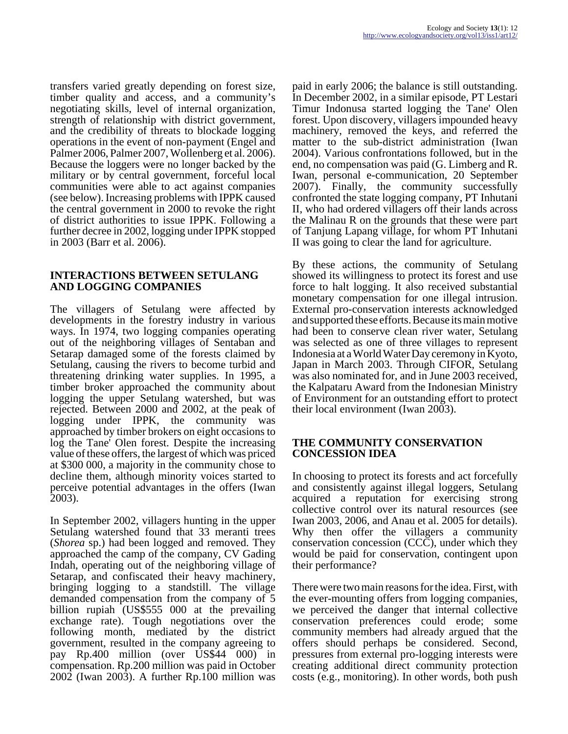transfers varied greatly depending on forest size, timber quality and access, and a community's negotiating skills, level of internal organization, strength of relationship with district government, and the credibility of threats to blockade logging operations in the event of non-payment (Engel and Palmer 2006, Palmer 2007, Wollenberg et al. 2006). Because the loggers were no longer backed by the military or by central government, forceful local communities were able to act against companies (see below). Increasing problems with IPPK caused the central government in 2000 to revoke the right of district authorities to issue IPPK. Following a further decree in 2002, logging under IPPK stopped in 2003 (Barr et al. 2006).

## INTERACTIONS BETWEEN SETULANG AND LOGGING COMPANIES

The villagers of Setulang were affected by developments in the forestry industry in various ways. In 1974, two logging companies operating out of the neighboring villages of Sentaban and Setarap damaged some of the forests claimed by Setulang, causing the rivers to become turbid and threatening drinking water supplies. In 1995, a timber broker approached the community about logging the upper Setulang watershed, but was rejected. Between 2000 and 2002, at the peak of logging under IPPK, the community was approached by timber brokers on eight occasions to log the Tane' Olen forest. Despite the increasing value of these offers, the largest of which was priced at $300 000, a majority in the community chose to decline them, although minority voices started to perceive potential advantages in the offers (Iwan 2003).

In September 2002, villagers hunting in the upper Setulang watershed found that 33 meranti trees (*Shorea* sp.) had been logged and removed. They approached the camp of the company, CV Gading Indah, operating out of the neighboring village of Setarap, and confiscated their heavy machinery, bringing logging to a standstill. The village demanded compensation from the company of 5 billion rupiah (US$555 000 at the prevailing exchange rate). Tough negotiations over the following month, mediated by the district government, resulted in the company agreeing to pay Rp.400 million (over US$44 000) in compensation. Rp.200 million was paid in October 2002 (Iwan 2003). A further Rp.100 million was paid in early 2006; the balance is still outstanding. In December 2002, in a similar episode, PT Lestari Timur Indonusa started logging the Tane' Olen forest. Upon discovery, villagers impounded heavy machinery, removed the keys, and referred the matter to the sub-district administration (Iwan 2004). Various confrontations followed, but in the end, no compensation was paid (G. Limberg and R. Iwan, personal e-communication, 20 September 2007). Finally, the community successfully confronted the state logging company, PT Inhutani II, who had ordered villagers off their lands across the Malinau R on the grounds that these were part of Tanjung Lapang village, for whom PT Inhutani II was going to clear the land for agriculture.

By these actions, the community of Setulang showed its willingness to protect its forest and use force to halt logging. It also received substantial monetary compensation for one illegal intrusion. External pro-conservation interests acknowledged and supported these efforts. Because its main motive had been to conserve clean river water, Setulang was selected as one of three villages to represent Indonesia at a World Water Day ceremony in Kyoto, Japan in March 2003. Through CIFOR, Setulang was also nominated for, and in June 2003 received, the Kalpataru Award from the Indonesian Ministry of Environment for an outstanding effort to protect their local environment (Iwan 2003).

## THE COMMUNITY CONSERVATION CONCESSION IDEA

In choosing to protect its forests and act forcefully and consistently against illegal loggers, Setulang acquired a reputation for exercising strong collective control over its natural resources (see Iwan 2003, 2006, and Anau et al. 2005 for details). Why then offer the villagers a community conservation concession (CCC), under which they would be paid for conservation, contingent upon their performance?

There were two main reasons for the idea. First, with the ever-mounting offers from logging companies, we perceived the danger that internal collective conservation preferences could erode; some community members had already argued that the offers should perhaps be considered. Second, pressures from external pro-logging interests were creating additional direct community protection costs (e.g., monitoring). In other words, both push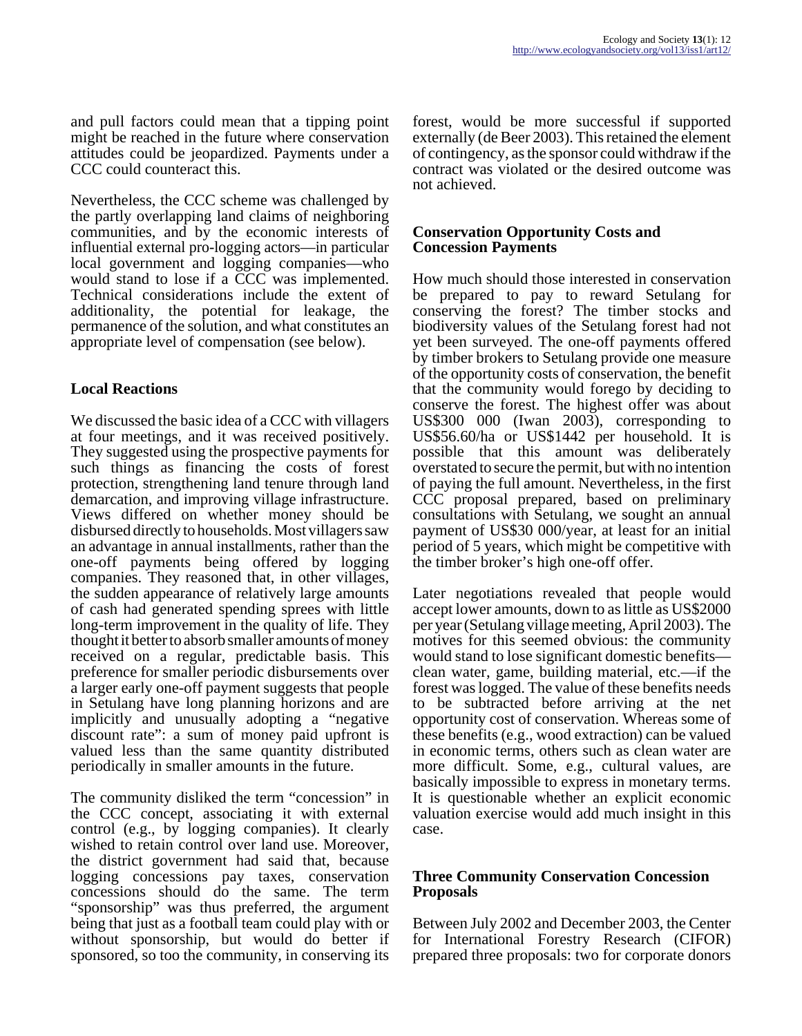and pull factors could mean that a tipping point might be reached in the future where conservation attitudes could be jeopardized. Payments under a CCC could counteract this.

Nevertheless, the CCC scheme was challenged by the partly overlapping land claims of neighboring communities, and by the economic interests of influential external pro-logging actors—in particular local government and logging companies—who would stand to lose if a CCC was implemented. Technical considerations include the extent of additionality, the potential for leakage, the permanence of the solution, and what constitutes an appropriate level of compensation (see below).

### Local Reactions

We discussed the basic idea of a CCC with villagers at four meetings, and it was received positively. They suggested using the prospective payments for such things as financing the costs of forest protection, strengthening land tenure through land demarcation, and improving village infrastructure. Views differed on whether money should be disbursed directly to households. Most villagers saw an advantage in annual installments, rather than the one-off payments being offered by logging companies. They reasoned that, in other villages, the sudden appearance of relatively large amounts of cash had generated spending sprees with little long-term improvement in the quality of life. They thought it better to absorb smaller amounts of money received on a regular, predictable basis. This preference for smaller periodic disbursements over a larger early one-off payment suggests that people in Setulang have long planning horizons and are implicitly and unusually adopting a "negative discount rate": a sum of money paid upfront is valued less than the same quantity distributed periodically in smaller amounts in the future.

The community disliked the term "concession" in the CCC concept, associating it with external control (e.g., by logging companies). It clearly wished to retain control over land use. Moreover, the district government had said that, because logging concessions pay taxes, conservation concessions should do the same. The term "sponsorship" was thus preferred, the argument being that just as a football team could play with or without sponsorship, but would do better if sponsored, so too the community, in conserving its forest, would be more successful if supported externally (de Beer 2003). This retained the element of contingency, as the sponsor could withdraw if the contract was violated or the desired outcome was not achieved.

### Conservation Opportunity Costs and Concession Payments

How much should those interested in conservation be prepared to pay to reward Setulang for conserving the forest? The timber stocks and biodiversity values of the Setulang forest had not yet been surveyed. The one-off payments offered by timber brokers to Setulang provide one measure of the opportunity costs of conservation, the benefit that the community would forego by deciding to conserve the forest. The highest offer was about US$300 000 (Iwan 2003), corresponding to US$56.60/ha or US$1442 per household. It is possible that this amount was deliberately overstated to secure the permit, but with no intention of paying the full amount. Nevertheless, in the first CCC proposal prepared, based on preliminary consultations with Setulang, we sought an annual payment of US$30 000/year, at least for an initial period of 5 years, which might be competitive with the timber broker's high one-off offer.

Later negotiations revealed that people would accept lower amounts, down to as little as US$2000 per year (Setulang village meeting, April 2003). The motives for this seemed obvious: the community would stand to lose significant domestic benefits—clean water, game, building material, etc.—if the forest was logged. The value of these benefits needs to be subtracted before arriving at the net opportunity cost of conservation. Whereas some of these benefits (e.g., wood extraction) can be valued in economic terms, others such as clean water are more difficult. Some, e.g., cultural values, are basically impossible to express in monetary terms. It is questionable whether an explicit economic valuation exercise would add much insight in this case.

### Three Community Conservation Concession Proposals

Between July 2002 and December 2003, the Center for International Forestry Research (CIFOR) prepared three proposals: two for corporate donors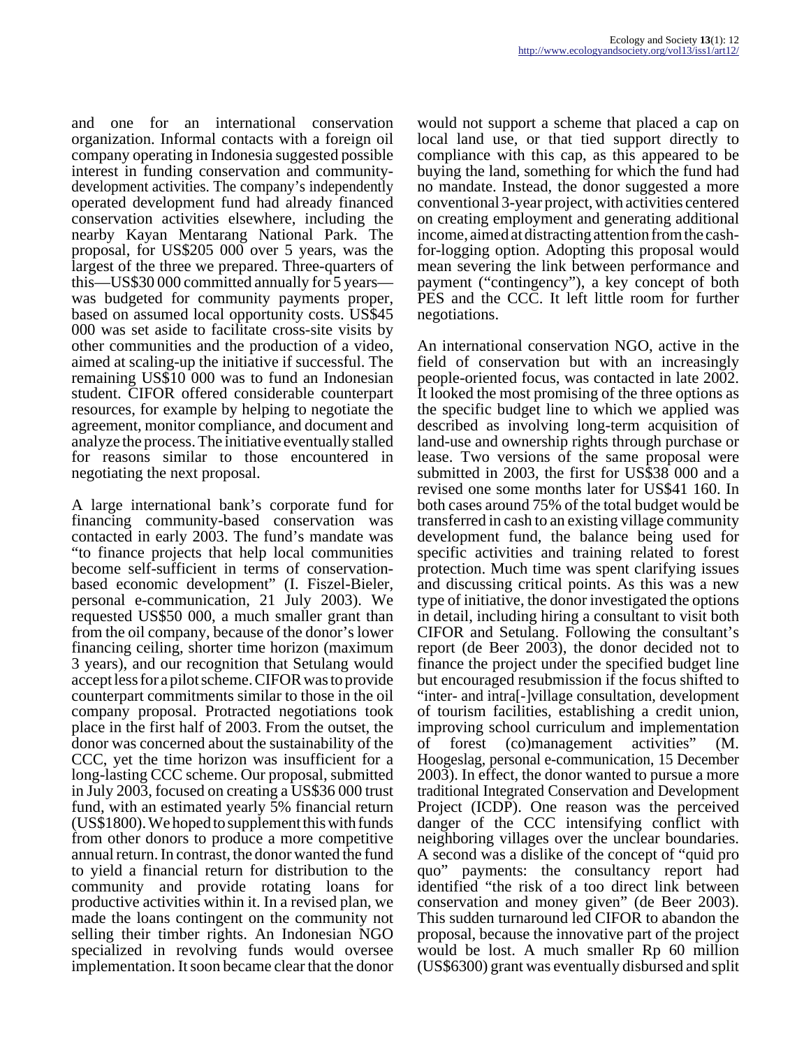and one for an international conservation organization. Informal contacts with a foreign oil company operating in Indonesia suggested possible interest in funding conservation and community-development activities. The company's independently operated development fund had already financed conservation activities elsewhere, including the nearby Kayan Mentarang National Park. The proposal, for US$205 000 over 5 years, was the largest of the three we prepared. Three-quarters of this—US$30 000 committed annually for 5 years—was budgeted for community payments proper, based on assumed local opportunity costs. US$45 000 was set aside to facilitate cross-site visits by other communities and the production of a video, aimed at scaling-up the initiative if successful. The remaining US$10 000 was to fund an Indonesian student. CIFOR offered considerable counterpart resources, for example by helping to negotiate the agreement, monitor compliance, and document and analyze the process. The initiative eventually stalled for reasons similar to those encountered in negotiating the next proposal.

A large international bank's corporate fund for financing community-based conservation was contacted in early 2003. The fund's mandate was "to finance projects that help local communities become self-sufficient in terms of conservation-based economic development" (I. Fiszel-Bieler, personal e-communication, 21 July 2003). We requested US$50 000, a much smaller grant than from the oil company, because of the donor's lower financing ceiling, shorter time horizon (maximum 3 years), and our recognition that Setulang would accept less for a pilot scheme. CIFOR was to provide counterpart commitments similar to those in the oil company proposal. Protracted negotiations took place in the first half of 2003. From the outset, the donor was concerned about the sustainability of the CCC, yet the time horizon was insufficient for a long-lasting CCC scheme. Our proposal, submitted in July 2003, focused on creating a US$36 000 trust fund, with an estimated yearly 5% financial return (US$1800). We hoped to supplement this with funds from other donors to produce a more competitive annual return. In contrast, the donor wanted the fund to yield a financial return for distribution to the community and provide rotating loans for productive activities within it. In a revised plan, we made the loans contingent on the community not selling their timber rights. An Indonesian NGO specialized in revolving funds would oversee implementation. It soon became clear that the donor would not support a scheme that placed a cap on local land use, or that tied support directly to compliance with this cap, as this appeared to be buying the land, something for which the fund had no mandate. Instead, the donor suggested a more conventional 3-year project, with activities centered on creating employment and generating additional income, aimed at distracting attention from the cash-for-logging option. Adopting this proposal would mean severing the link between performance and payment ("contingency"), a key concept of both PES and the CCC. It left little room for further negotiations.

An international conservation NGO, active in the field of conservation but with an increasingly people-oriented focus, was contacted in late 2002. It looked the most promising of the three options as the specific budget line to which we applied was described as involving long-term acquisition of land-use and ownership rights through purchase or lease. Two versions of the same proposal were submitted in 2003, the first for US$38 000 and a revised one some months later for US$41 160. In both cases around 75% of the total budget would be transferred in cash to an existing village community development fund, the balance being used for specific activities and training related to forest protection. Much time was spent clarifying issues and discussing critical points. As this was a new type of initiative, the donor investigated the options in detail, including hiring a consultant to visit both CIFOR and Setulang. Following the consultant's report (de Beer 2003), the donor decided not to finance the project under the specified budget line but encouraged resubmission if the focus shifted to "inter- and intra[-]village consultation, development of tourism facilities, establishing a credit union, improving school curriculum and implementation of forest (co)management activities" (M. Hoogeslag, personal e-communication, 15 December 2003). In effect, the donor wanted to pursue a more traditional Integrated Conservation and Development Project (ICDP). One reason was the perceived danger of the CCC intensifying conflict with neighboring villages over the unclear boundaries. A second was a dislike of the concept of "quid pro quo" payments: the consultancy report had identified "the risk of a too direct link between conservation and money given" (de Beer 2003). This sudden turnaround led CIFOR to abandon the proposal, because the innovative part of the project would be lost. A much smaller Rp 60 million (US$6300) grant was eventually disbursed and split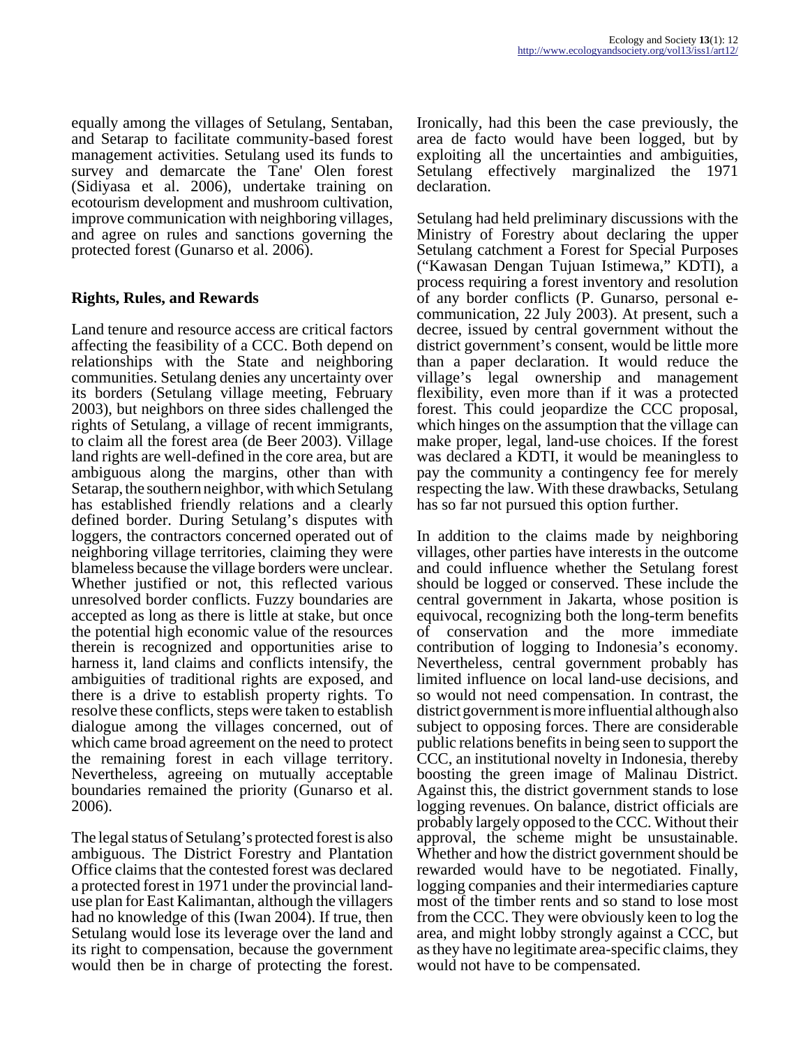equally among the villages of Setulang, Sentaban, and Setarap to facilitate community-based forest management activities. Setulang used its funds to survey and demarcate the Tane' Olen forest (Sidiyasa et al. 2006), undertake training on ecotourism development and mushroom cultivation, improve communication with neighboring villages, and agree on rules and sanctions governing the protected forest (Gunarso et al. 2006).

### Rights, Rules, and Rewards

Land tenure and resource access are critical factors affecting the feasibility of a CCC. Both depend on relationships with the State and neighboring communities. Setulang denies any uncertainty over its borders (Setulang village meeting, February 2003), but neighbors on three sides challenged the rights of Setulang, a village of recent immigrants, to claim all the forest area (de Beer 2003). Village land rights are well-defined in the core area, but are ambiguous along the margins, other than with Setarap, the southern neighbor, with which Setulang has established friendly relations and a clearly defined border. During Setulang's disputes with loggers, the contractors concerned operated out of neighboring village territories, claiming they were blameless because the village borders were unclear. Whether justified or not, this reflected various unresolved border conflicts. Fuzzy boundaries are accepted as long as there is little at stake, but once the potential high economic value of the resources therein is recognized and opportunities arise to harness it, land claims and conflicts intensify, the ambiguities of traditional rights are exposed, and there is a drive to establish property rights. To resolve these conflicts, steps were taken to establish dialogue among the villages concerned, out of which came broad agreement on the need to protect the remaining forest in each village territory. Nevertheless, agreeing on mutually acceptable boundaries remained the priority (Gunarso et al. 2006).

The legal status of Setulang's protected forest is also ambiguous. The District Forestry and Plantation Office claims that the contested forest was declared a protected forest in 1971 under the provincial land-use plan for East Kalimantan, although the villagers had no knowledge of this (Iwan 2004). If true, then Setulang would lose its leverage over the land and its right to compensation, because the government would then be in charge of protecting the forest. Ironically, had this been the case previously, the area de facto would have been logged, but by exploiting all the uncertainties and ambiguities, Setulang effectively marginalized the 1971 declaration.

Setulang had held preliminary discussions with the Ministry of Forestry about declaring the upper Setulang catchment a Forest for Special Purposes ("Kawasan Dengan Tujuan Istimewa," KDTI), a process requiring a forest inventory and resolution of any border conflicts (P. Gunarso, personal e-communication, 22 July 2003). At present, such a decree, issued by central government without the district government's consent, would be little more than a paper declaration. It would reduce the village's legal ownership and management flexibility, even more than if it was a protected forest. This could jeopardize the CCC proposal, which hinges on the assumption that the village can make proper, legal, land-use choices. If the forest was declared a KDTI, it would be meaningless to pay the community a contingency fee for merely respecting the law. With these drawbacks, Setulang has so far not pursued this option further.

In addition to the claims made by neighboring villages, other parties have interests in the outcome and could influence whether the Setulang forest should be logged or conserved. These include the central government in Jakarta, whose position is equivocal, recognizing both the long-term benefits of conservation and the more immediate contribution of logging to Indonesia's economy. Nevertheless, central government probably has limited influence on local land-use decisions, and so would not need compensation. In contrast, the district government is more influential although also subject to opposing forces. There are considerable public relations benefits in being seen to support the CCC, an institutional novelty in Indonesia, thereby boosting the green image of Malinau District. Against this, the district government stands to lose logging revenues. On balance, district officials are probably largely opposed to the CCC. Without their approval, the scheme might be unsustainable. Whether and how the district government should be rewarded would have to be negotiated. Finally, logging companies and their intermediaries capture most of the timber rents and so stand to lose most from the CCC. They were obviously keen to log the area, and might lobby strongly against a CCC, but as they have no legitimate area-specific claims, they would not have to be compensated.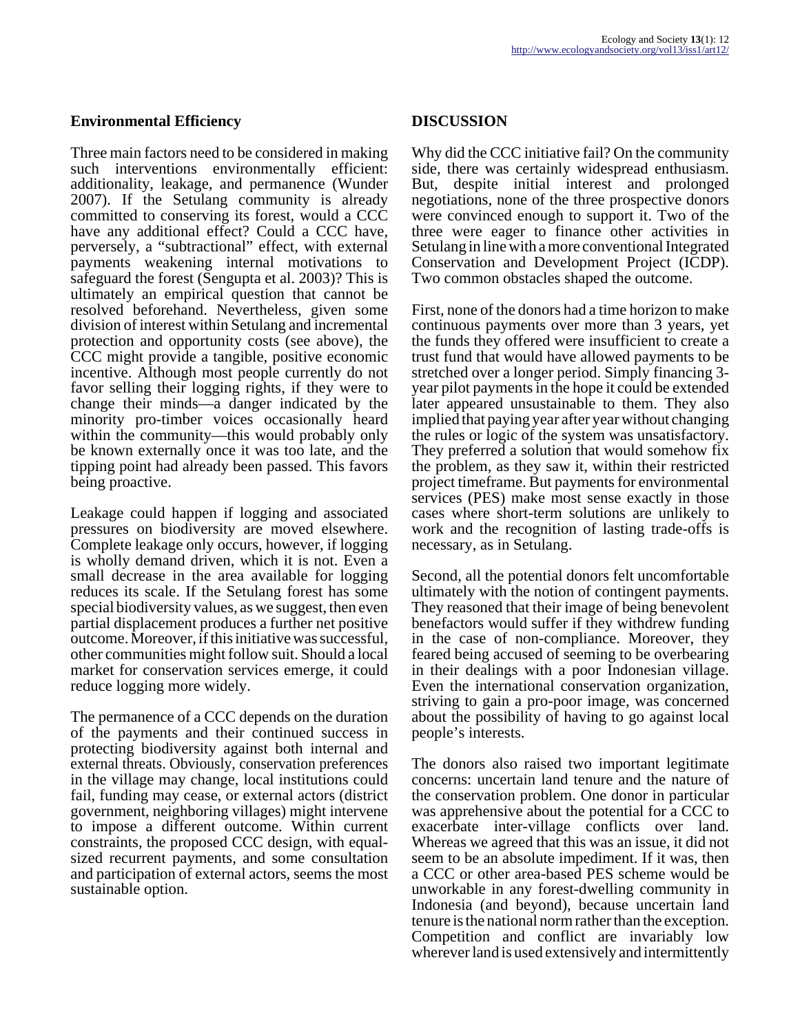### Environmental Efficiency

Three main factors need to be considered in making such interventions environmentally efficient: additionality, leakage, and permanence (Wunder 2007). If the Setulang community is already committed to conserving its forest, would a CCC have any additional effect? Could a CCC have, perversely, a "subtractional" effect, with external payments weakening internal motivations to safeguard the forest (Sengupta et al. 2003)? This is ultimately an empirical question that cannot be resolved beforehand. Nevertheless, given some division of interest within Setulang and incremental protection and opportunity costs (see above), the CCC might provide a tangible, positive economic incentive. Although most people currently do not favor selling their logging rights, if they were to change their minds—a danger indicated by the minority pro-timber voices occasionally heard within the community—this would probably only be known externally once it was too late, and the tipping point had already been passed. This favors being proactive.

Leakage could happen if logging and associated pressures on biodiversity are moved elsewhere. Complete leakage only occurs, however, if logging is wholly demand driven, which it is not. Even a small decrease in the area available for logging reduces its scale. If the Setulang forest has some special biodiversity values, as we suggest, then even partial displacement produces a further net positive outcome. Moreover, if this initiative was successful, other communities might follow suit. Should a local market for conservation services emerge, it could reduce logging more widely.

The permanence of a CCC depends on the duration of the payments and their continued success in protecting biodiversity against both internal and external threats. Obviously, conservation preferences in the village may change, local institutions could fail, funding may cease, or external actors (district government, neighboring villages) might intervene to impose a different outcome. Within current constraints, the proposed CCC design, with equal-sized recurrent payments, and some consultation and participation of external actors, seems the most sustainable option.

## DISCUSSION

Why did the CCC initiative fail? On the community side, there was certainly widespread enthusiasm. But, despite initial interest and prolonged negotiations, none of the three prospective donors were convinced enough to support it. Two of the three were eager to finance other activities in Setulang in line with a more conventional Integrated Conservation and Development Project (ICDP). Two common obstacles shaped the outcome.

First, none of the donors had a time horizon to make continuous payments over more than 3 years, yet the funds they offered were insufficient to create a trust fund that would have allowed payments to be stretched over a longer period. Simply financing 3-year pilot payments in the hope it could be extended later appeared unsustainable to them. They also implied that paying year after year without changing the rules or logic of the system was unsatisfactory. They preferred a solution that would somehow fix the problem, as they saw it, within their restricted project timeframe. But payments for environmental services (PES) make most sense exactly in those cases where short-term solutions are unlikely to work and the recognition of lasting trade-offs is necessary, as in Setulang.

Second, all the potential donors felt uncomfortable ultimately with the notion of contingent payments. They reasoned that their image of being benevolent benefactors would suffer if they withdrew funding in the case of non-compliance. Moreover, they feared being accused of seeming to be overbearing in their dealings with a poor Indonesian village. Even the international conservation organization, striving to gain a pro-poor image, was concerned about the possibility of having to go against local people's interests.

The donors also raised two important legitimate concerns: uncertain land tenure and the nature of the conservation problem. One donor in particular was apprehensive about the potential for a CCC to exacerbate inter-village conflicts over land. Whereas we agreed that this was an issue, it did not seem to be an absolute impediment. If it was, then a CCC or other area-based PES scheme would be unworkable in any forest-dwelling community in Indonesia (and beyond), because uncertain land tenure is the national norm rather than the exception. Competition and conflict are invariably low wherever land is used extensively and intermittently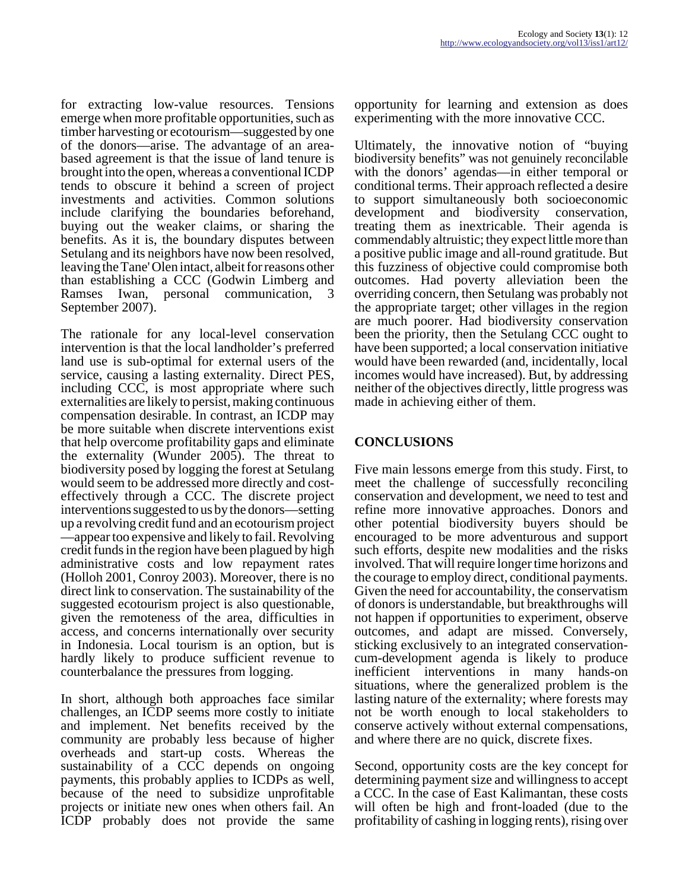for extracting low-value resources. Tensions emerge when more profitable opportunities, such as timber harvesting or ecotourism—suggested by one of the donors—arise. The advantage of an area-based agreement is that the issue of land tenure is brought into the open, whereas a conventional ICDP tends to obscure it behind a screen of project investments and activities. Common solutions include clarifying the boundaries beforehand, buying out the weaker claims, or sharing the benefits. As it is, the boundary disputes between Setulang and its neighbors have now been resolved, leaving the Tane' Olen intact, albeit for reasons other than establishing a CCC (Godwin Limberg and Ramses Iwan, personal communication, 3 September 2007).

The rationale for any local-level conservation intervention is that the local landholder's preferred land use is sub-optimal for external users of the service, causing a lasting externality. Direct PES, including CCC, is most appropriate where such externalities are likely to persist, making continuous compensation desirable. In contrast, an ICDP may be more suitable when discrete interventions exist that help overcome profitability gaps and eliminate the externality (Wunder 2005). The threat to biodiversity posed by logging the forest at Setulang would seem to be addressed more directly and cost-effectively through a CCC. The discrete project interventions suggested to us by the donors—setting up a revolving credit fund and an ecotourism project—appear too expensive and likely to fail. Revolving credit funds in the region have been plagued by high administrative costs and low repayment rates (Holloh 2001, Conroy 2003). Moreover, there is no direct link to conservation. The sustainability of the suggested ecotourism project is also questionable, given the remoteness of the area, difficulties in access, and concerns internationally over security in Indonesia. Local tourism is an option, but is hardly likely to produce sufficient revenue to counterbalance the pressures from logging.

In short, although both approaches face similar challenges, an ICDP seems more costly to initiate and implement. Net benefits received by the community are probably less because of higher overheads and start-up costs. Whereas the sustainability of a CCC depends on ongoing payments, this probably applies to ICDPs as well, because of the need to subsidize unprofitable projects or initiate new ones when others fail. An ICDP probably does not provide the same opportunity for learning and extension as does experimenting with the more innovative CCC.

Ultimately, the innovative notion of "buying biodiversity benefits" was not genuinely reconcilable with the donors' agendas—in either temporal or conditional terms. Their approach reflected a desire to support simultaneously both socioeconomic development and biodiversity conservation, treating them as inextricable. Their agenda is commendably altruistic; they expect little more than a positive public image and all-round gratitude. But this fuzziness of objective could compromise both outcomes. Had poverty alleviation been the overriding concern, then Setulang was probably not the appropriate target; other villages in the region are much poorer. Had biodiversity conservation been the priority, then the Setulang CCC ought to have been supported; a local conservation initiative would have been rewarded (and, incidentally, local incomes would have increased). But, by addressing neither of the objectives directly, little progress was made in achieving either of them.

## CONCLUSIONS

Five main lessons emerge from this study. First, to meet the challenge of successfully reconciling conservation and development, we need to test and refine more innovative approaches. Donors and other potential biodiversity buyers should be encouraged to be more adventurous and support such efforts, despite new modalities and the risks involved. That will require longer time horizons and the courage to employ direct, conditional payments. Given the need for accountability, the conservatism of donors is understandable, but breakthroughs will not happen if opportunities to experiment, observe outcomes, and adapt are missed. Conversely, sticking exclusively to an integrated conservation-cum-development agenda is likely to produce inefficient interventions in many hands-on situations, where the generalized problem is the lasting nature of the externality; where forests may not be worth enough to local stakeholders to conserve actively without external compensations, and where there are no quick, discrete fixes.

Second, opportunity costs are the key concept for determining payment size and willingness to accept a CCC. In the case of East Kalimantan, these costs will often be high and front-loaded (due to the profitability of cashing in logging rents), rising over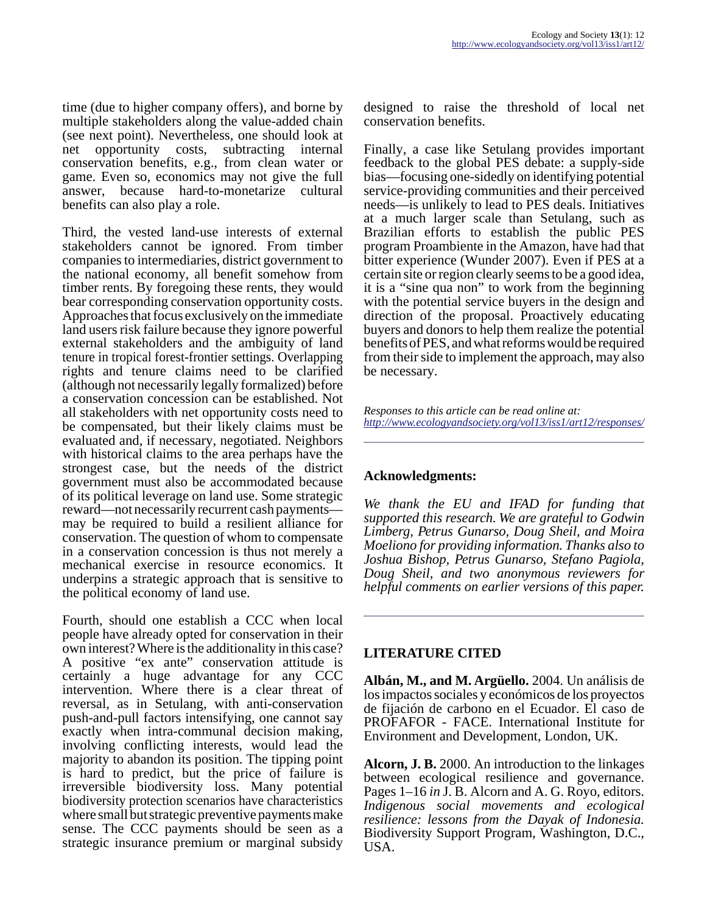time (due to higher company offers), and borne by multiple stakeholders along the value-added chain (see next point). Nevertheless, one should look at net opportunity costs, subtracting internal conservation benefits, e.g., from clean water or game. Even so, economics may not give the full answer, because hard-to-monetarize cultural benefits can also play a role.

Third, the vested land-use interests of external stakeholders cannot be ignored. From timber companies to intermediaries, district government to the national economy, all benefit somehow from timber rents. By foregoing these rents, they would bear corresponding conservation opportunity costs. Approaches that focus exclusively on the immediate land users risk failure because they ignore powerful external stakeholders and the ambiguity of land tenure in tropical forest-frontier settings. Overlapping rights and tenure claims need to be clarified (although not necessarily legally formalized) before a conservation concession can be established. Not all stakeholders with net opportunity costs need to be compensated, but their likely claims must be evaluated and, if necessary, negotiated. Neighbors with historical claims to the area perhaps have the strongest case, but the needs of the district government must also be accommodated because of its political leverage on land use. Some strategic reward—not necessarily recurrent cash payments—may be required to build a resilient alliance for conservation. The question of whom to compensate in a conservation concession is thus not merely a mechanical exercise in resource economics. It underpins a strategic approach that is sensitive to the political economy of land use.

Fourth, should one establish a CCC when local people have already opted for conservation in their own interest? Where is the additionality in this case? A positive "ex ante" conservation attitude is certainly a huge advantage for any CCC intervention. Where there is a clear threat of reversal, as in Setulang, with anti-conservation push-and-pull factors intensifying, one cannot say exactly when intra-communal decision making, involving conflicting interests, would lead the majority to abandon its position. The tipping point is hard to predict, but the price of failure is irreversible biodiversity loss. Many potential biodiversity protection scenarios have characteristics where small but strategic preventive payments make sense. The CCC payments should be seen as a strategic insurance premium or marginal subsidy designed to raise the threshold of local net conservation benefits.

Finally, a case like Setulang provides important feedback to the global PES debate: a supply-side bias—focusing one-sidedly on identifying potential service-providing communities and their perceived needs—is unlikely to lead to PES deals. Initiatives at a much larger scale than Setulang, such as Brazilian efforts to establish the public PES program Proambiente in the Amazon, have had that bitter experience (Wunder 2007). Even if PES at a certain site or region clearly seems to be a good idea, it is a "sine qua non" to work from the beginning with the potential service buyers in the design and direction of the proposal. Proactively educating buyers and donors to help them realize the potential benefits of PES, and what reforms would be required from their side to implement the approach, may also be necessary.

*Responses to this article can be read online at:* *http://www.ecologyandsociety.org/vol13/iss1/art12/responses/*

## Acknowledgments:

*We thank the EU and IFAD for funding that supported this research. We are grateful to Godwin Limberg, Petrus Gunarso, Doug Sheil, and Moira Moeliono for providing information. Thanks also to Joshua Bishop, Petrus Gunarso, Stefano Pagiola, Doug Sheil, and two anonymous reviewers for helpful comments on earlier versions of this paper.*

## LITERATURE CITED

**Albán, M., and M. Argüello.** 2004. Un análisis de los impactos sociales y económicos de los proyectos de fijación de carbono en el Ecuador. El caso de PROFAFOR - FACE. International Institute for Environment and Development, London, UK.

**Alcorn, J. B.** 2000. An introduction to the linkages between ecological resilience and governance. Pages 1–16 *in* J. B. Alcorn and A. G. Royo, editors. *Indigenous social movements and ecological resilience: lessons from the Dayak of Indonesia.* Biodiversity Support Program, Washington, D.C., USA.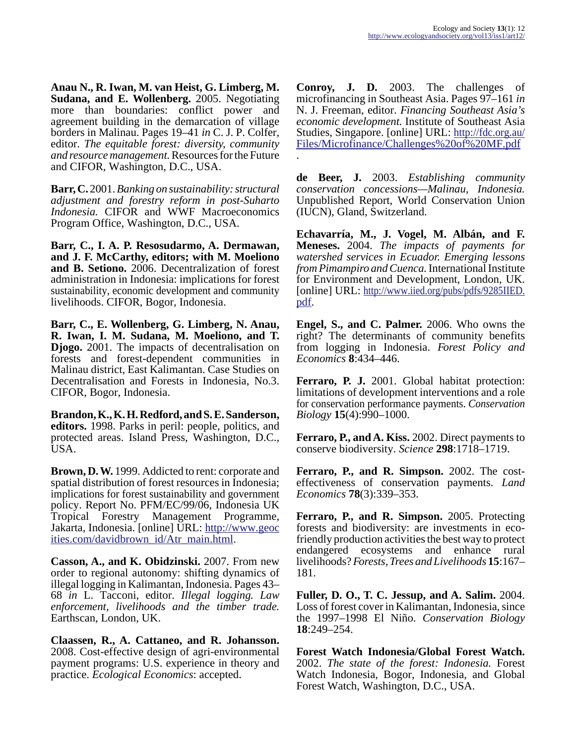**Anau N., R. Iwan, M. van Heist, G. Limberg, M. Sudana, and E. Wollenberg.** 2005. Negotiating more than boundaries: conflict power and agreement building in the demarcation of village borders in Malinau. Pages 19–41 *in* C. J. P. Colfer, editor. *The equitable forest: diversity, community and resource management.* Resources for the Future and CIFOR, Washington, D.C., USA.

**Barr, C.** 2001. *Banking on sustainability: structural adjustment and forestry reform in post-Suharto Indonesia.* CIFOR and WWF Macroeconomics Program Office, Washington, D.C., USA.

**Barr, C., I. A. P. Resosudarmo, A. Dermawan, and J. F. McCarthy, editors; with M. Moeliono and B. Setiono.** 2006. Decentralization of forest administration in Indonesia: implications for forest sustainability, economic development and community livelihoods. CIFOR, Bogor, Indonesia.

**Barr, C., E. Wollenberg, G. Limberg, N. Anau, R. Iwan, I. M. Sudana, M. Moeliono, and T. Djogo.** 2001. The impacts of decentralisation on forests and forest-dependent communities in Malinau district, East Kalimantan. Case Studies on Decentralisation and Forests in Indonesia, No.3. CIFOR, Bogor, Indonesia.

**Brandon, K., K. H. Redford, and S. E. Sanderson, editors.** 1998. Parks in peril: people, politics, and protected areas. Island Press, Washington, D.C., USA.

**Brown, D. W.** 1999. Addicted to rent: corporate and spatial distribution of forest resources in Indonesia; implications for forest sustainability and government policy. Report No. PFM/EC/99/06, Indonesia UK Tropical Forestry Management Programme, Jakarta, Indonesia. [online] URL: http://www.geocities.com/davidbrown_id/Atr_main.html.

**Casson, A., and K. Obidzinski.** 2007. From new order to regional autonomy: shifting dynamics of illegal logging in Kalimantan, Indonesia. Pages 43–68 *in* L. Tacconi, editor. *Illegal logging. Law enforcement, livelihoods and the timber trade.* Earthscan, London, UK.

**Claassen, R., A. Cattaneo, and R. Johansson.** 2008. Cost-effective design of agri-environmental payment programs: U.S. experience in theory and practice. *Ecological Economics*: accepted.

**Conroy, J. D.** 2003. The challenges of microfinancing in Southeast Asia. Pages 97–161 *in* N. J. Freeman, editor. *Financing Southeast Asia's economic development.* Institute of Southeast Asia Studies, Singapore. [online] URL: http://fdc.org.au/Files/Microfinance/Challenges%20of%20MF.pdf.

**de Beer, J.** 2003. *Establishing community conservation concessions—Malinau, Indonesia.* Unpublished Report, World Conservation Union (IUCN), Gland, Switzerland.

**Echavarría, M., J. Vogel, M. Albán, and F. Meneses.** 2004. *The impacts of payments for watershed services in Ecuador. Emerging lessons from Pimampiro and Cuenca.* International Institute for Environment and Development, London, UK. [online] URL: http://www.iied.org/pubs/pdfs/9285IIED.pdf.

**Engel, S., and C. Palmer.** 2006. Who owns the right? The determinants of community benefits from logging in Indonesia. *Forest Policy and Economics* **8**:434–446.

**Ferraro, P. J.** 2001. Global habitat protection: limitations of development interventions and a role for conservation performance payments. *Conservation Biology* **15**(4):990–1000.

**Ferraro, P., and A. Kiss.** 2002. Direct payments to conserve biodiversity. *Science* **298**:1718–1719.

**Ferraro, P., and R. Simpson.** 2002. The cost-effectiveness of conservation payments. *Land Economics* **78**(3):339–353.

**Ferraro, P., and R. Simpson.** 2005. Protecting forests and biodiversity: are investments in eco-friendly production activities the best way to protect endangered ecosystems and enhance rural livelihoods? *Forests, Trees and Livelihoods* **15**:167–181.

**Fuller, D. O., T. C. Jessup, and A. Salim.** 2004. Loss of forest cover in Kalimantan, Indonesia, since the 1997–1998 El Niño. *Conservation Biology* **18**:249–254.

**Forest Watch Indonesia/Global Forest Watch.** 2002. *The state of the forest: Indonesia.* Forest Watch Indonesia, Bogor, Indonesia, and Global Forest Watch, Washington, D.C., USA.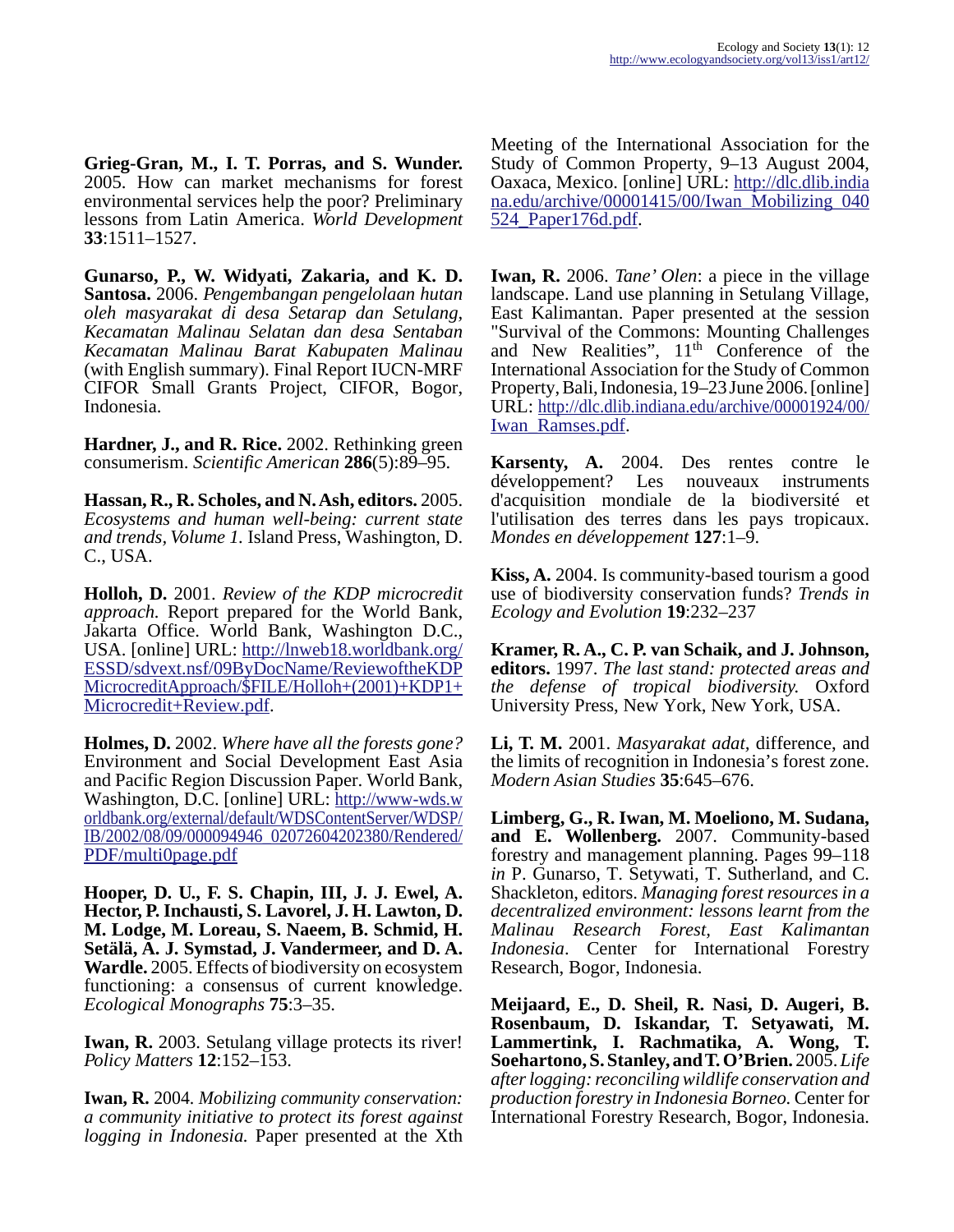**Grieg-Gran, M., I. T. Porras, and S. Wunder.** 2005. How can market mechanisms for forest environmental services help the poor? Preliminary lessons from Latin America. *World Development* **33**:1511–1527.

**Gunarso, P., W. Widyati, Zakaria, and K. D. Santosa.** 2006. *Pengembangan pengelolaan hutan oleh masyarakat di desa Setarap dan Setulang, Kecamatan Malinau Selatan dan desa Sentaban Kecamatan Malinau Barat Kabupaten Malinau* (with English summary). Final Report IUCN-MRF CIFOR Small Grants Project, CIFOR, Bogor, Indonesia.

**Hardner, J., and R. Rice.** 2002. Rethinking green consumerism. *Scientific American* **286**(5):89–95.

**Hassan, R., R. Scholes, and N. Ash, editors.** 2005. *Ecosystems and human well-being: current state and trends, Volume 1.* Island Press, Washington, D. C., USA.

**Holloh, D.** 2001. *Review of the KDP microcredit approach.* Report prepared for the World Bank, Jakarta Office. World Bank, Washington D.C., USA. [online] URL: http://lnweb18.worldbank.org/ESSD/sdvext.nsf/09ByDocName/ReviewoftheKDPMicrocreditApproach/$FILE/Holloh+(2001)+KDP1+Microcredit+Review.pdf.

**Holmes, D.** 2002. *Where have all the forests gone?* Environment and Social Development East Asia and Pacific Region Discussion Paper. World Bank, Washington, D.C. [online] URL: http://www-wds.worldbank.org/external/default/WDSContentServer/WDSP/IB/2002/08/09/000094946_02072604202380/Rendered/PDF/multi0page.pdf

**Hooper, D. U., F. S. Chapin, III, J. J. Ewel, A. Hector, P. Inchausti, S. Lavorel, J. H. Lawton, D. M. Lodge, M. Loreau, S. Naeem, B. Schmid, H. Setälä, A. J. Symstad, J. Vandermeer, and D. A. Wardle.** 2005. Effects of biodiversity on ecosystem functioning: a consensus of current knowledge. *Ecological Monographs* **75**:3–35.

**Iwan, R.** 2003. Setulang village protects its river! *Policy Matters* **12**:152–153.

**Iwan, R.** 2004. *Mobilizing community conservation: a community initiative to protect its forest against logging in Indonesia.* Paper presented at the Xth Meeting of the International Association for the Study of Common Property, 9–13 August 2004, Oaxaca, Mexico. [online] URL: http://dlc.dlib.indiana.edu/archive/00001415/00/Iwan_Mobilizing_040524_Paper176d.pdf.

**Iwan, R.** 2006. *Tane' Olen*: a piece in the village landscape. Land use planning in Setulang Village, East Kalimantan. Paper presented at the session "Survival of the Commons: Mounting Challenges and New Realities", 11th Conference of the International Association for the Study of Common Property, Bali, Indonesia, 19–23 June 2006. [online] URL: http://dlc.dlib.indiana.edu/archive/00001924/00/Iwan_Ramses.pdf.

**Karsenty, A.** 2004. Des rentes contre le développement? Les nouveaux instruments d'acquisition mondiale de la biodiversité et l'utilisation des terres dans les pays tropicaux. *Mondes en développement* **127**:1–9.

**Kiss, A.** 2004. Is community-based tourism a good use of biodiversity conservation funds? *Trends in Ecology and Evolution* **19**:232–237

**Kramer, R. A., C. P. van Schaik, and J. Johnson, editors.** 1997. *The last stand: protected areas and the defense of tropical biodiversity.* Oxford University Press, New York, New York, USA.

**Li, T. M.** 2001. *Masyarakat adat*, difference, and the limits of recognition in Indonesia's forest zone. *Modern Asian Studies* **35**:645–676.

**Limberg, G., R. Iwan, M. Moeliono, M. Sudana, and E. Wollenberg.** 2007. Community-based forestry and management planning. Pages 99–118 *in* P. Gunarso, T. Setywati, T. Sutherland, and C. Shackleton, editors. *Managing forest resources in a decentralized environment: lessons learnt from the Malinau Research Forest, East Kalimantan Indonesia*. Center for International Forestry Research, Bogor, Indonesia.

**Meijaard, E., D. Sheil, R. Nasi, D. Augeri, B. Rosenbaum, D. Iskandar, T. Setyawati, M. Lammertink, I. Rachmatika, A. Wong, T. Soehartono, S. Stanley, and T. O'Brien.** 2005. *Life after logging: reconciling wildlife conservation and production forestry in Indonesia Borneo.* Center for International Forestry Research, Bogor, Indonesia.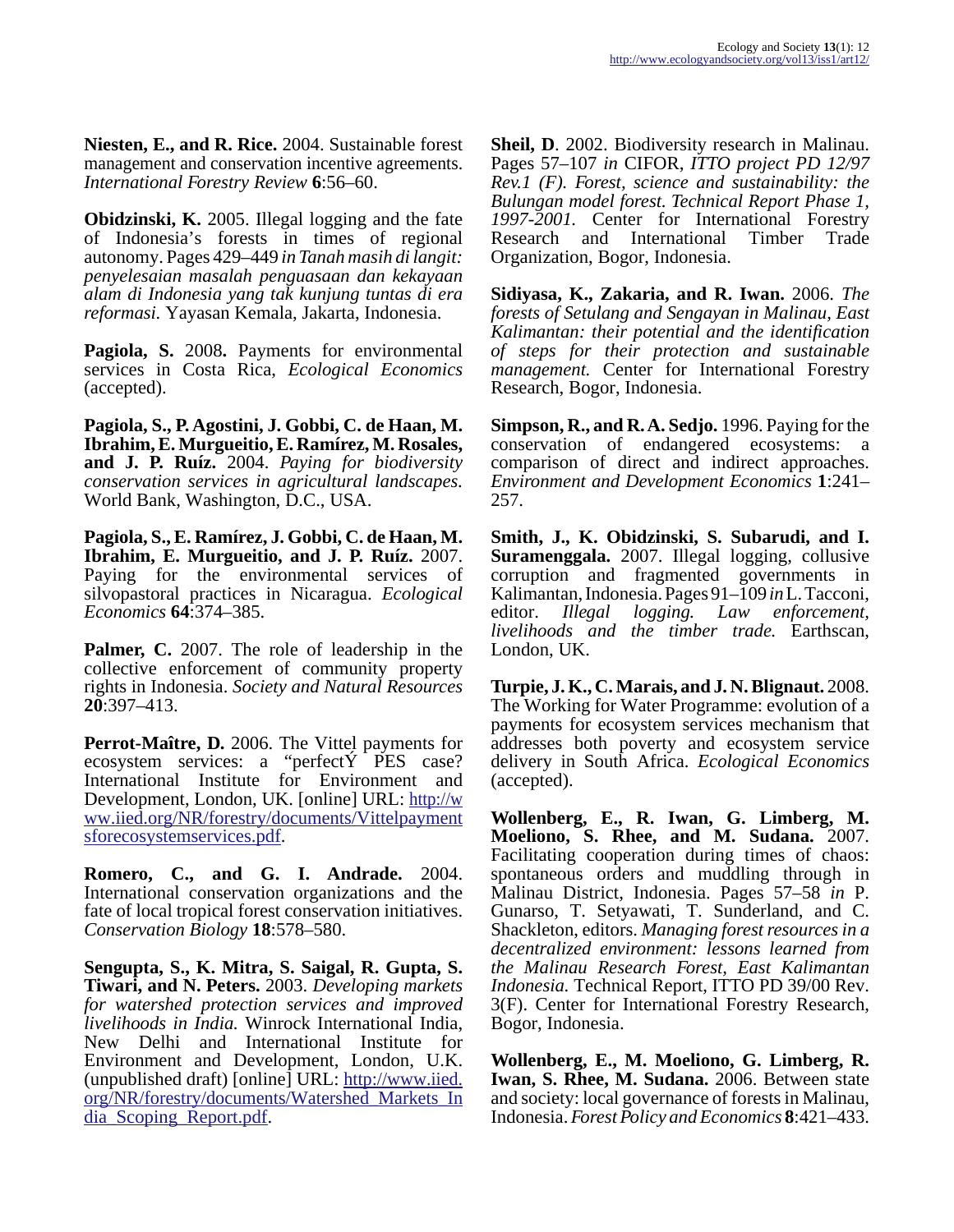**Niesten, E., and R. Rice.** 2004. Sustainable forest management and conservation incentive agreements. *International Forestry Review* **6**:56–60.

**Obidzinski, K.** 2005. Illegal logging and the fate of Indonesia's forests in times of regional autonomy. Pages 429–449 *in Tanah masih di langit: penyelesaian masalah penguasaan dan kekayaan alam di Indonesia yang tak kunjung tuntas di era reformasi.* Yayasan Kemala, Jakarta, Indonesia.

**Pagiola, S.** 2008**.** Payments for environmental services in Costa Rica, *Ecological Economics* (accepted).

**Pagiola, S., P. Agostini, J. Gobbi, C. de Haan, M. Ibrahim, E. Murgueitio, E. Ramírez, M. Rosales, and J. P. Ruíz.** 2004. *Paying for biodiversity conservation services in agricultural landscapes.* World Bank, Washington, D.C., USA.

**Pagiola, S., E. Ramírez, J. Gobbi, C. de Haan, M. Ibrahim, E. Murgueitio, and J. P. Ruíz.** 2007. Paying for the environmental services of silvopastoral practices in Nicaragua. *Ecological Economics* **64**:374–385.

**Palmer, C.** 2007. The role of leadership in the collective enforcement of community property rights in Indonesia. *Society and Natural Resources* **20**:397–413.

**Perrot-Maître, D.** 2006. The Vittel payments for ecosystem services: a "perfectÝ PES case? International Institute for Environment and Development, London, UK. [online] URL: http://www.iied.org/NR/forestry/documents/Vittelpaymentsforecosystemservices.pdf.

**Romero, C., and G. I. Andrade.** 2004. International conservation organizations and the fate of local tropical forest conservation initiatives. *Conservation Biology* **18**:578–580.

**Sengupta, S., K. Mitra, S. Saigal, R. Gupta, S. Tiwari, and N. Peters.** 2003. *Developing markets for watershed protection services and improved livelihoods in India.* Winrock International India, New Delhi and International Institute for Environment and Development, London, U.K. (unpublished draft) [online] URL: http://www.iied.org/NR/forestry/documents/Watershed_Markets_India_Scoping_Report.pdf.

**Sheil, D**. 2002. Biodiversity research in Malinau. Pages 57–107 *in* CIFOR, *ITTO project PD 12/97 Rev.1 (F). Forest, science and sustainability: the Bulungan model forest. Technical Report Phase 1, 1997-2001.* Center for International Forestry Research and International Timber Trade Organization, Bogor, Indonesia.

**Sidiyasa, K., Zakaria, and R. Iwan.** 2006. *The forests of Setulang and Sengayan in Malinau, East Kalimantan: their potential and the identification of steps for their protection and sustainable management.* Center for International Forestry Research, Bogor, Indonesia.

**Simpson, R., and R. A. Sedjo.** 1996. Paying for the conservation of endangered ecosystems: a comparison of direct and indirect approaches. *Environment and Development Economics* **1**:241–257.

**Smith, J., K. Obidzinski, S. Subarudi, and I. Suramenggala.** 2007. Illegal logging, collusive corruption and fragmented governments in Kalimantan, Indonesia. Pages 91–109 *in* L. Tacconi, editor. *Illegal logging. Law enforcement, livelihoods and the timber trade.* Earthscan, London, UK.

**Turpie, J. K., C. Marais, and J. N. Blignaut.** 2008. The Working for Water Programme: evolution of a payments for ecosystem services mechanism that addresses both poverty and ecosystem service delivery in South Africa. *Ecological Economics* (accepted).

**Wollenberg, E., R. Iwan, G. Limberg, M. Moeliono, S. Rhee, and M. Sudana.** 2007. Facilitating cooperation during times of chaos: spontaneous orders and muddling through in Malinau District, Indonesia. Pages 57–58 *in* P. Gunarso, T. Setyawati, T. Sunderland, and C. Shackleton, editors. *Managing forest resources in a decentralized environment: lessons learned from the Malinau Research Forest, East Kalimantan Indonesia.* Technical Report, ITTO PD 39/00 Rev. 3(F). Center for International Forestry Research, Bogor, Indonesia.

**Wollenberg, E., M. Moeliono, G. Limberg, R. Iwan, S. Rhee, M. Sudana.** 2006. Between state and society: local governance of forests in Malinau, Indonesia. *Forest Policy and Economics* **8**:421–433.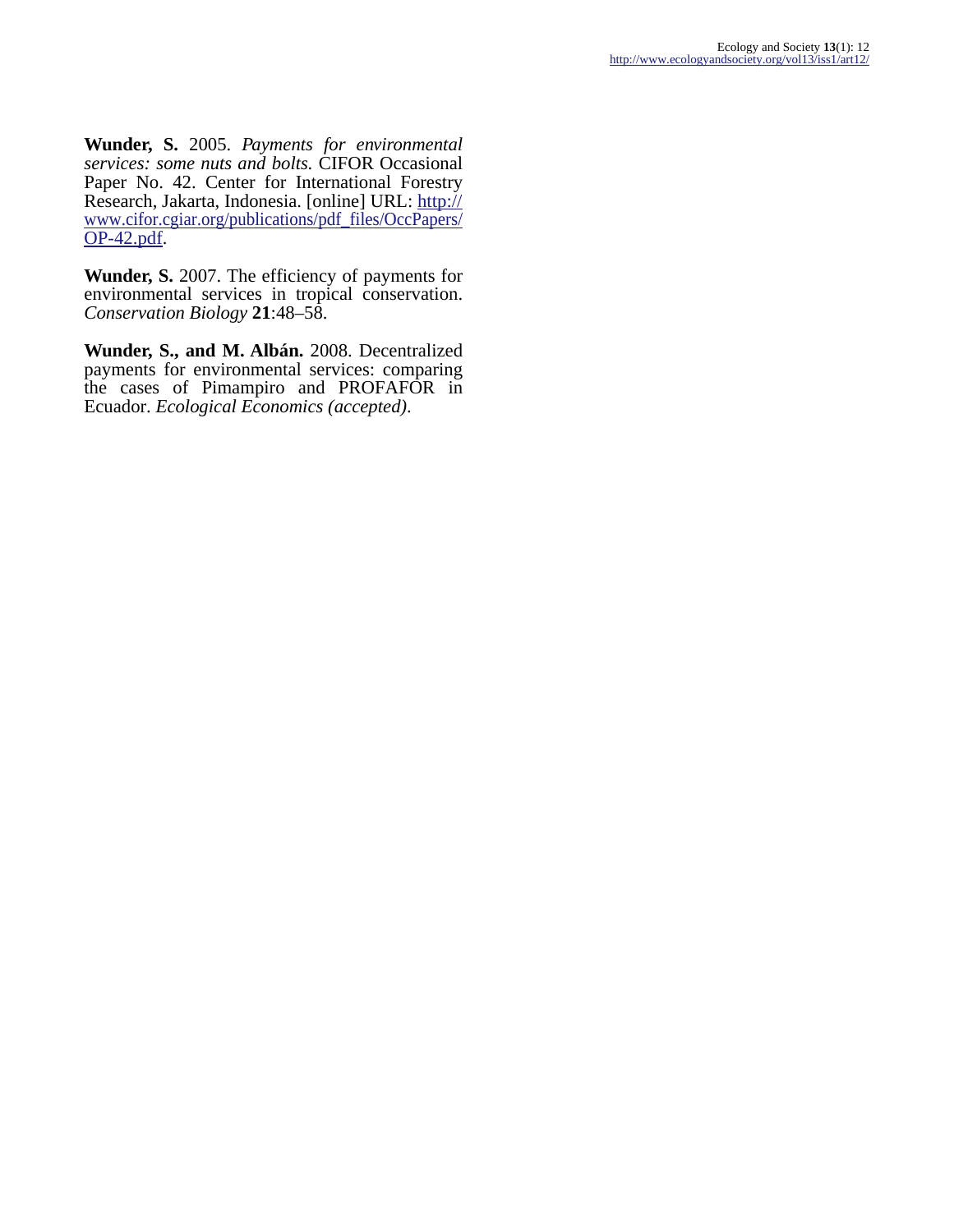**Wunder, S.** 2005. *Payments for environmental services: some nuts and bolts.* CIFOR Occasional Paper No. 42. Center for International Forestry Research, Jakarta, Indonesia. [online] URL: http://www.cifor.cgiar.org/publications/pdf_files/OccPapers/OP-42.pdf.

**Wunder, S.** 2007. The efficiency of payments for environmental services in tropical conservation. *Conservation Biology* **21**:48–58.

**Wunder, S., and M. Albán.** 2008. Decentralized payments for environmental services: comparing the cases of Pimampiro and PROFAFOR in Ecuador. *Ecological Economics (accepted)*.